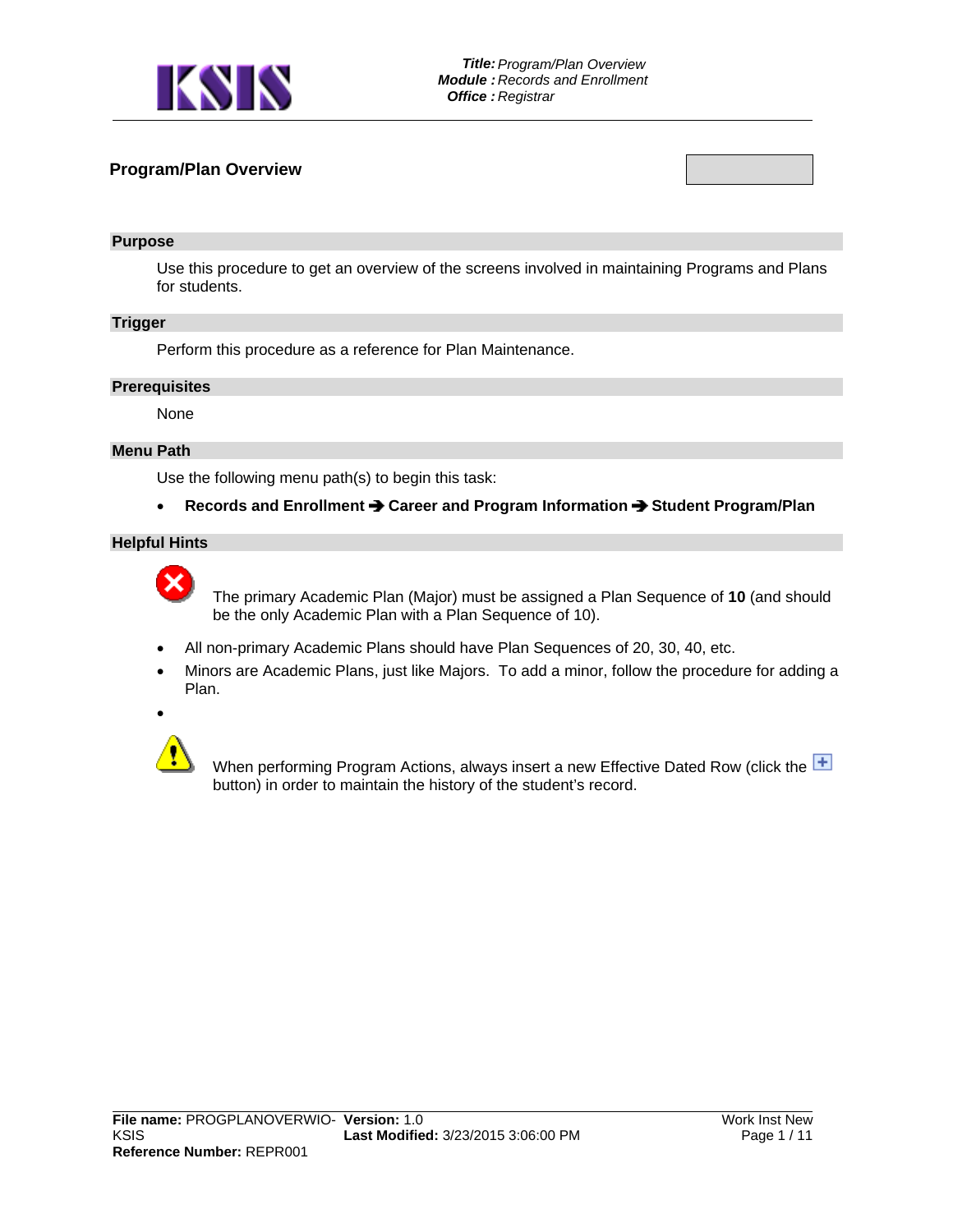# Program/Plan Overview

## Purpose

Use this procedure to get an overview of the screens involved in maintaining Programs and Plans for students.

## Trigger

Perform this procedure as a reference for Plan Maintenance.

## Prerequisites

None

## Menu Path

Use the following menu path(s) to begin this task:

- **Records and Enrollment ➔ Career and Program Information ➔ Student Program/Plan**

## Helpful Hints

The primary Academic Plan (Major) must be assigned a Plan Sequence of **10** (and should be the only Academic Plan with a Plan Sequence of 10).

- All non-primary Academic Plans should have Plan Sequences of 20, 30, 40, etc.
- Minors are Academic Plans, just like Majors. To add a minor, follow the procedure for adding a Plan.
- 

When performing Program Actions, always insert a new Effective Dated Row (click the + button) in order to maintain the history of the student's record.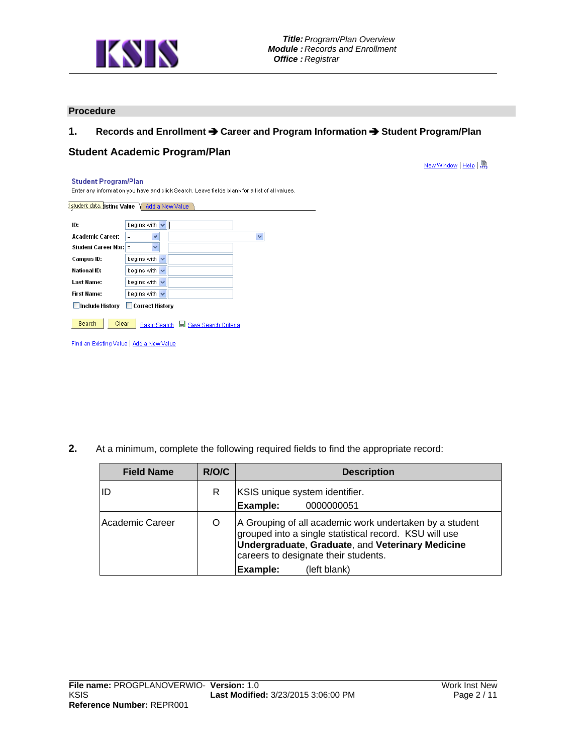## Procedure

**1. Records and Enrollment ➔ Career and Program Information ➔ Student Program/Plan**

### Student Academic Program/Plan

New Window | Help |

**Student Program/Plan**

Enter any information you have and click Search. Leave fields blank for a list of all values.

Find an Existing Value | Add a New Value

| | | |
|---|---|---|
| ID: | begins with | |
| Academic Career: | = | |
| Student Career Nbr: | = | |
| Campus ID: | begins with | |
| National ID: | begins with | |
| Last Name: | begins with | |
| First Name: | begins with | |

☐ Include History ☐ Correct History

Search | Clear | Basic Search | Save Search Criteria

Find an Existing Value | Add a New Value

**2.** At a minimum, complete the following required fields to find the appropriate record:

| Field Name | R/O/C | Description |
|---|---|---|
| ID | R | KSIS unique system identifier.<br>**Example:** 0000000051 |
| Academic Career | O | A Grouping of all academic work undertaken by a student grouped into a single statistical record. KSU will use **Undergraduate**, **Graduate**, and **Veterinary Medicine** careers to designate their students.<br>**Example:** (left blank) |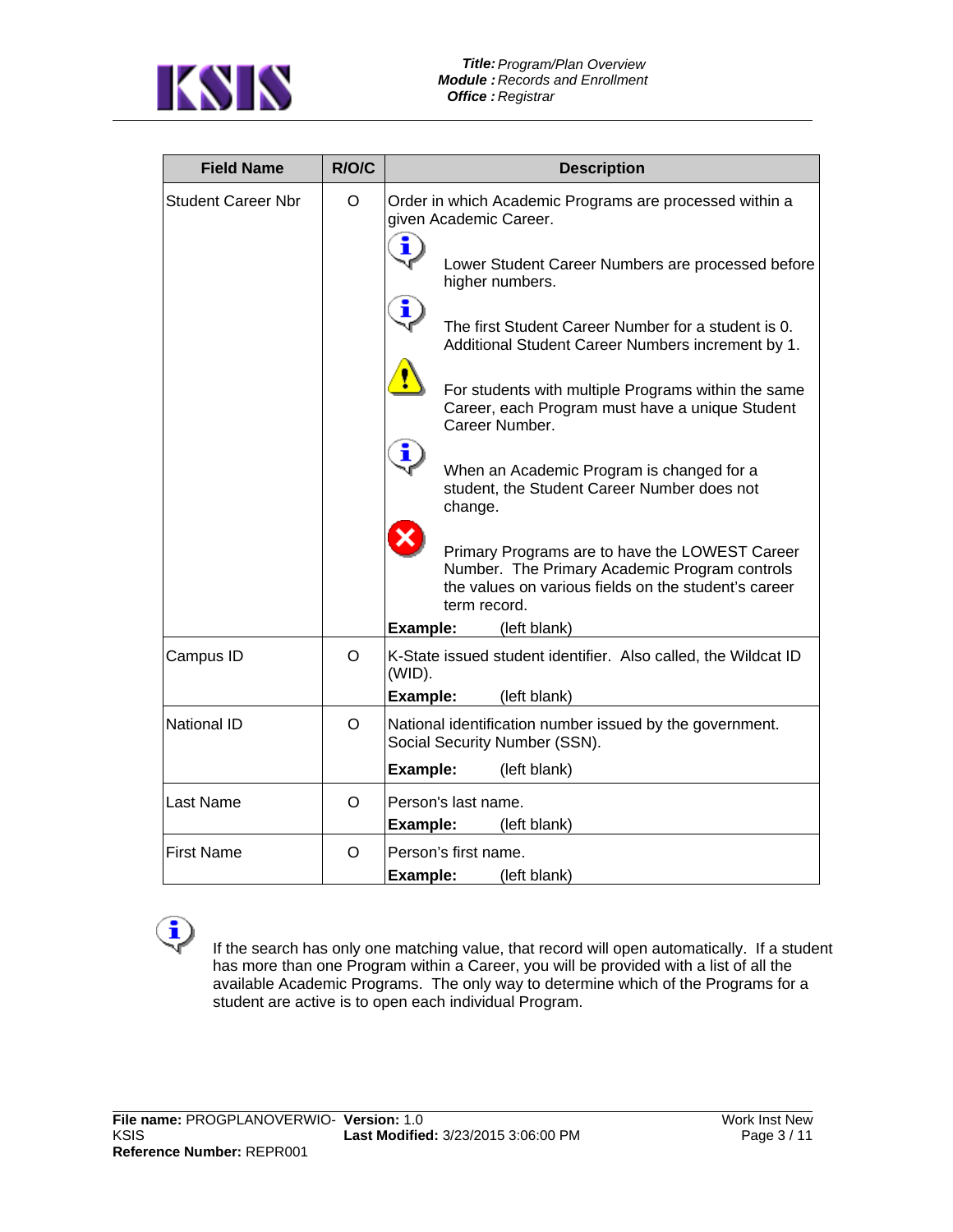| Field Name | R/O/C | Description |
|---|---|---|
| Student Career Nbr | O | Order in which Academic Programs are processed within a given Academic Career.<br><br>Lower Student Career Numbers are processed before higher numbers.<br><br>The first Student Career Number for a student is 0. Additional Student Career Numbers increment by 1.<br><br>For students with multiple Programs within the same Career, each Program must have a unique Student Career Number.<br><br>When an Academic Program is changed for a student, the Student Career Number does not change.<br><br>Primary Programs are to have the LOWEST Career Number. The Primary Academic Program controls the values on various fields on the student's career term record.<br><br>**Example:** (left blank) |
| Campus ID | O | K-State issued student identifier. Also called, the Wildcat ID (WID).<br><br>**Example:** (left blank) |
| National ID | O | National identification number issued by the government. Social Security Number (SSN).<br><br>**Example:** (left blank) |
| Last Name | O | Person's last name.<br><br>**Example:** (left blank) |
| First Name | O | Person's first name.<br><br>**Example:** (left blank) |

If the search has only one matching value, that record will open automatically. If a student has more than one Program within a Career, you will be provided with a list of all the available Academic Programs. The only way to determine which of the Programs for a student are active is to open each individual Program.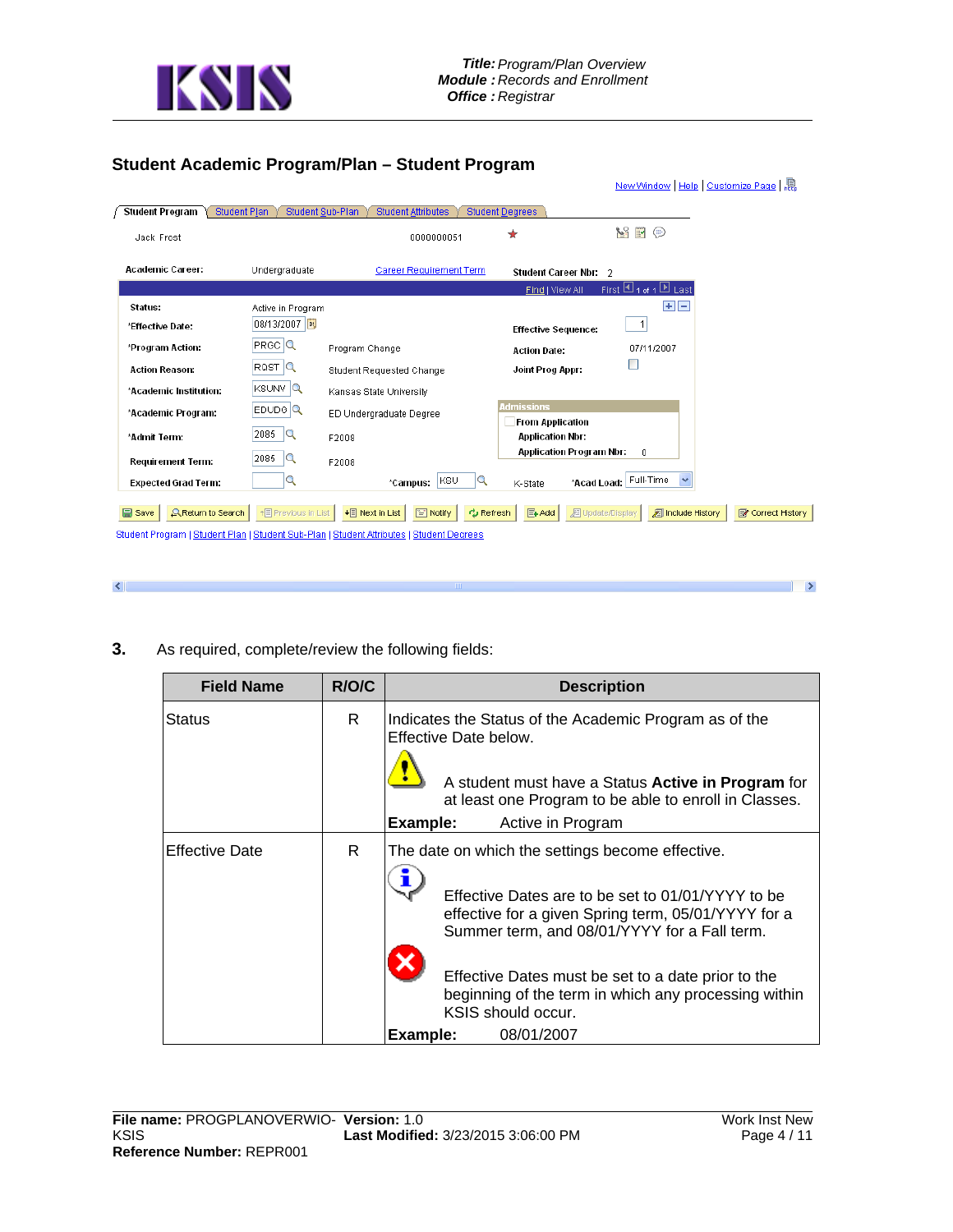## Student Academic Program/Plan – Student Program

New Window | Help | Customize Page |

Student Program | Student Plan | Student Sub-Plan | Student Attributes | Student Degrees

Jack Frost 0000000051

Academic Career: Undergraduate Career Requirement Term Student Career Nbr: 2

Find | View All First 1 of 1 Last

Status: Active in Program

*Effective Date: 08/13/2007 Effective Sequence: 1

*Program Action: PRGC Program Change Action Date: 07/11/2007

Action Reason: RQST Student Requested Change Joint Prog Appr:

*Academic Institution: KSUNV Kansas State University

*Academic Program: EDUDG ED Undergraduate Degree

Admissions
From Application
Application Nbr:
Application Program Nbr: 0

*Admit Term: 2085 F2008

Requirement Term: 2085 F2008

Expected Grad Term: *Campus: KSU K-State *Acad Load: Full-Time

Save | Return to Search | Previous in List | Next in List | Notify | Refresh | Add | Update/Display | Include History | Correct History

Student Program | Student Plan | Student Sub-Plan | Student Attributes | Student Degrees

**3.** As required, complete/review the following fields:

| Field Name | R/O/C | Description |
|---|---|---|
| Status | R | Indicates the Status of the Academic Program as of the Effective Date below.<br><br>A student must have a Status **Active in Program** for at least one Program to be able to enroll in Classes.<br><br>**Example:** Active in Program |
| Effective Date | R | The date on which the settings become effective.<br><br>Effective Dates are to be set to 01/01/YYYY to be effective for a given Spring term, 05/01/YYYY for a Summer term, and 08/01/YYYY for a Fall term.<br><br>Effective Dates must be set to a date prior to the beginning of the term in which any processing within KSIS should occur.<br><br>**Example:** 08/01/2007 |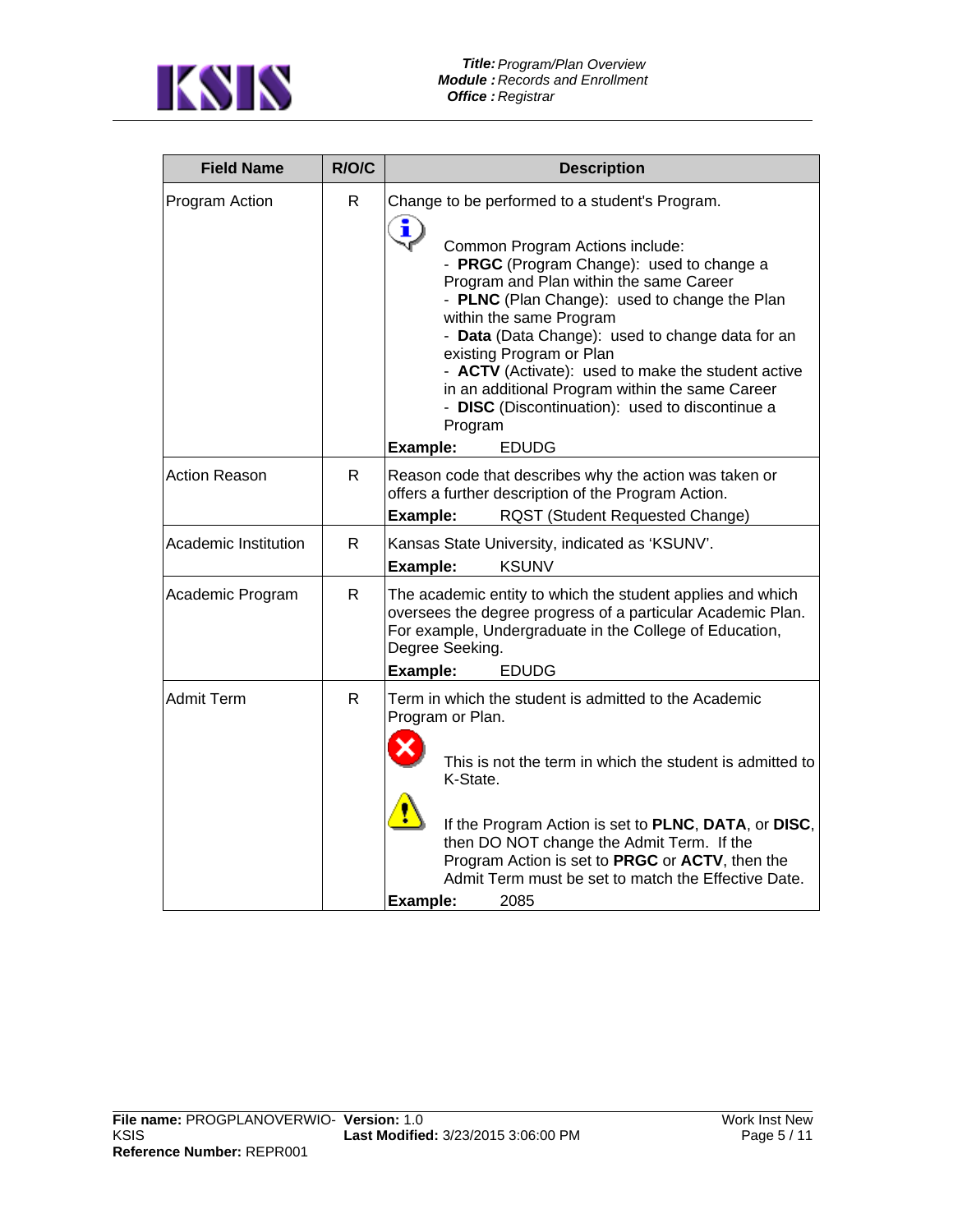| Field Name | R/O/C | Description |
|---|---|---|
| Program Action | R | Change to be performed to a student's Program.<br><br>Common Program Actions include:<br>- **PRGC** (Program Change): used to change a Program and Plan within the same Career<br>- **PLNC** (Plan Change): used to change the Plan within the same Program<br>- **Data** (Data Change): used to change data for an existing Program or Plan<br>- **ACTV** (Activate): used to make the student active in an additional Program within the same Career<br>- **DISC** (Discontinuation): used to discontinue a Program<br>**Example:** EDUDG |
| Action Reason | R | Reason code that describes why the action was taken or offers a further description of the Program Action.<br>**Example:** RQST (Student Requested Change) |
| Academic Institution | R | Kansas State University, indicated as 'KSUNV'.<br>**Example:** KSUNV |
| Academic Program | R | The academic entity to which the student applies and which oversees the degree progress of a particular Academic Plan. For example, Undergraduate in the College of Education, Degree Seeking.<br>**Example:** EDUDG |
| Admit Term | R | Term in which the student is admitted to the Academic Program or Plan.<br><br>This is not the term in which the student is admitted to K-State.<br><br>If the Program Action is set to **PLNC**, **DATA**, or **DISC**, then DO NOT change the Admit Term. If the Program Action is set to **PRGC** or **ACTV**, then the Admit Term must be set to match the Effective Date.<br>**Example:** 2085 |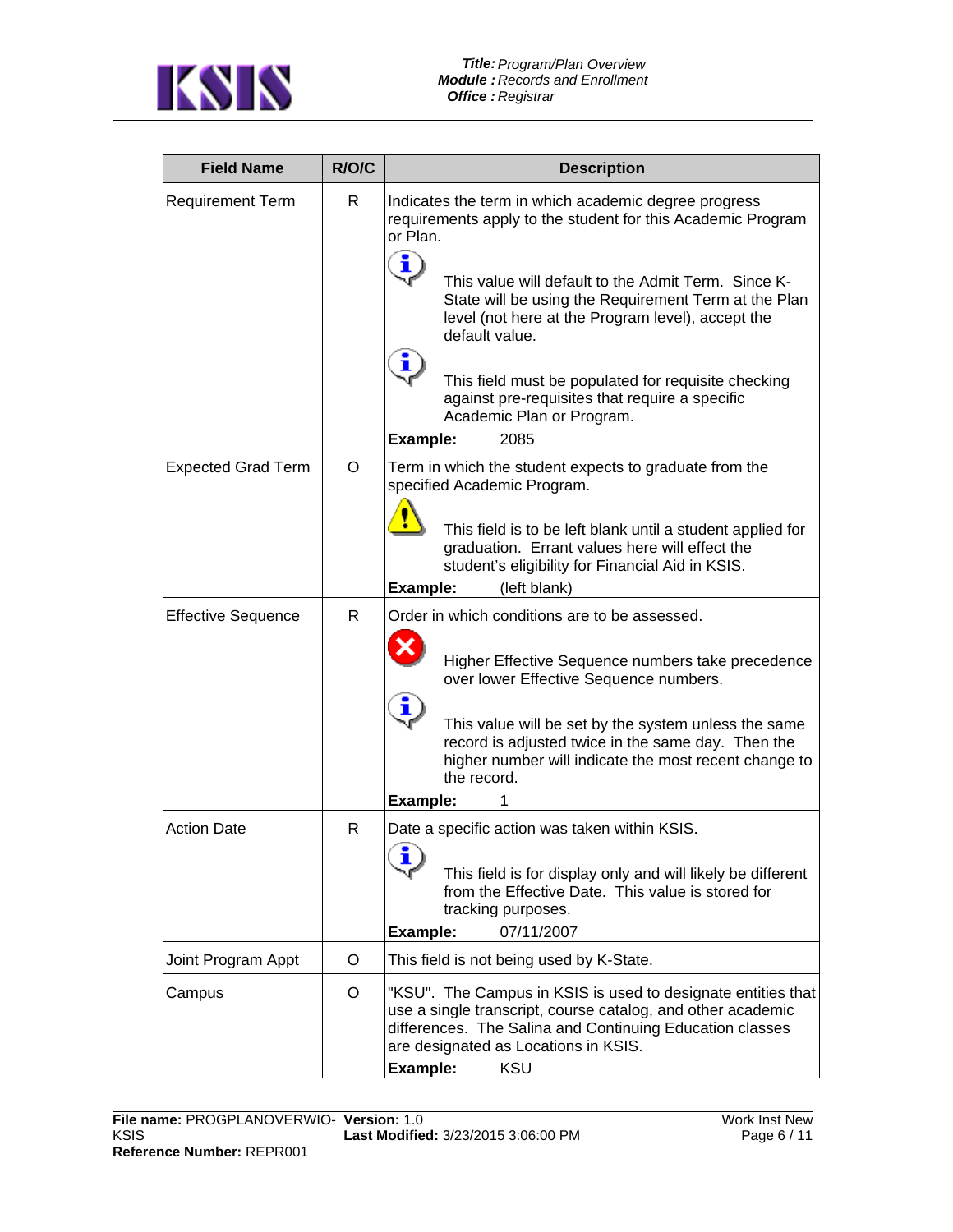| Field Name | R/O/C | Description |
| --- | --- | --- |
| Requirement Term | R | Indicates the term in which academic degree progress requirements apply to the student for this Academic Program or Plan.<br><br>This value will default to the Admit Term. Since K-State will be using the Requirement Term at the Plan level (not here at the Program level), accept the default value.<br><br>This field must be populated for requisite checking against pre-requisites that require a specific Academic Plan or Program.<br><br>**Example:** 2085 |
| Expected Grad Term | O | Term in which the student expects to graduate from the specified Academic Program.<br><br>This field is to be left blank until a student applied for graduation. Errant values here will effect the student's eligibility for Financial Aid in KSIS.<br><br>**Example:** (left blank) |
| Effective Sequence | R | Order in which conditions are to be assessed.<br><br>Higher Effective Sequence numbers take precedence over lower Effective Sequence numbers.<br><br>This value will be set by the system unless the same record is adjusted twice in the same day. Then the higher number will indicate the most recent change to the record.<br><br>**Example:** 1 |
| Action Date | R | Date a specific action was taken within KSIS.<br><br>This field is for display only and will likely be different from the Effective Date. This value is stored for tracking purposes.<br><br>**Example:** 07/11/2007 |
| Joint Program Appt | O | This field is not being used by K-State. |
| Campus | O | "KSU". The Campus in KSIS is used to designate entities that use a single transcript, course catalog, and other academic differences. The Salina and Continuing Education classes are designated as Locations in KSIS.<br><br>**Example:** KSU |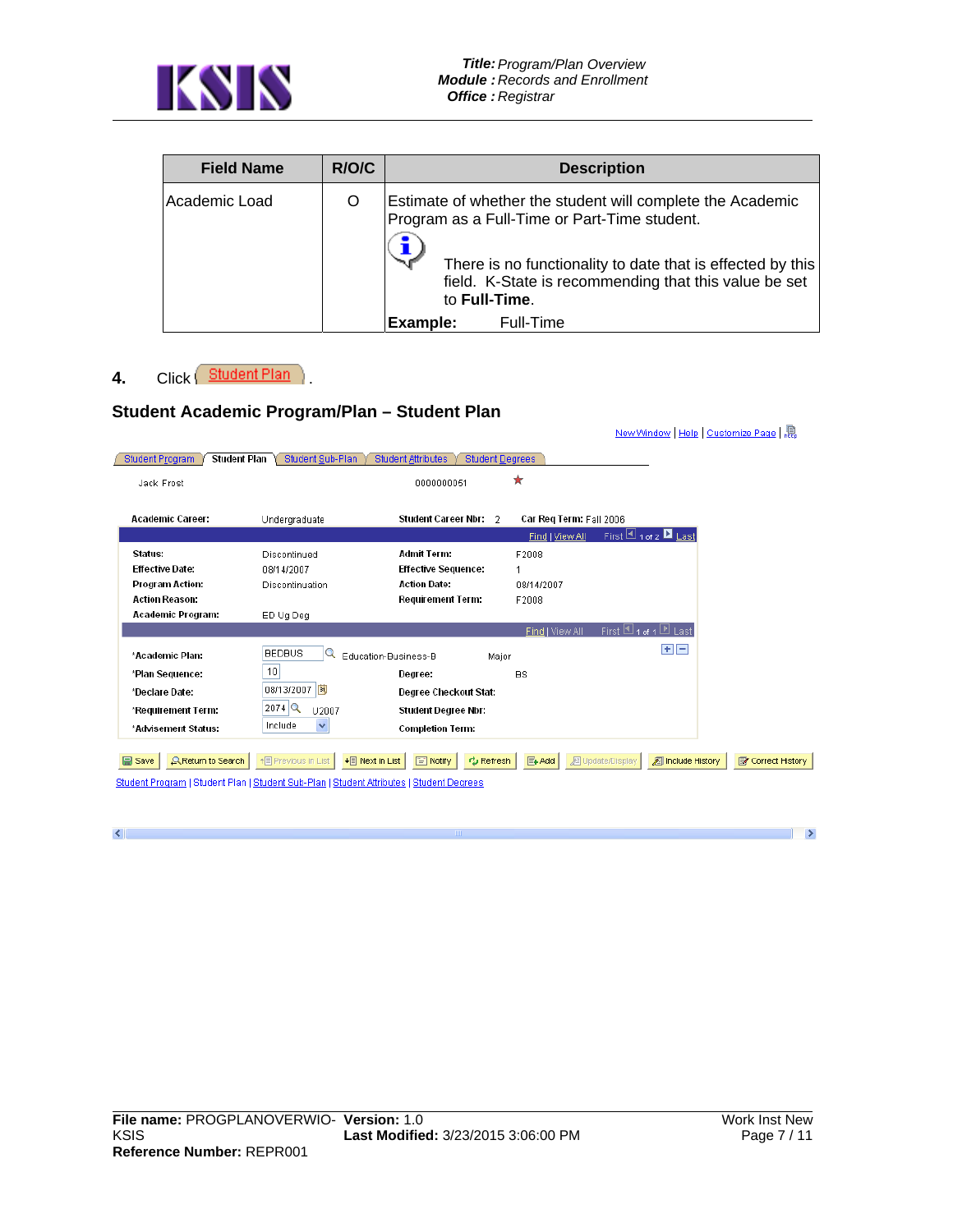| Field Name | R/O/C | Description |
| --- | --- | --- |
| Academic Load | O | Estimate of whether the student will complete the Academic Program as a Full-Time or Part-Time student.<br><br>There is no functionality to date that is effected by this field. K-State is recommending that this value be set to **Full-Time**.<br><br>**Example:** Full-Time |

**4.** Click Student Plan.

## Student Academic Program/Plan – Student Plan

New Window | Help | Customize Page

Student Program | Student Plan | Student Sub-Plan | Student Attributes | Student Degrees

Jack Frost 0000000051

| | | | |
| --- | --- | --- | --- |
| **Academic Career:** | Undergraduate | **Student Career Nbr:** 2 | **Car Req Term:** Fall 2006 |
| **Status:** | Discontinued | **Admit Term:** | F2008 |
| **Effective Date:** | 08/14/2007 | **Effective Sequence:** | 1 |
| **Program Action:** | Discontinuation | **Action Date:** | 08/14/2007 |
| **Action Reason:** | | **Requirement Term:** | F2008 |
| **Academic Program:** | ED Ug Deg | | |
| ***Academic Plan:** | BEDBUS Education-Business-B | Major | |
| ***Plan Sequence:** | 10 | **Degree:** | BS |
| ***Declare Date:** | 08/13/2007 | **Degree Checkout Stat:** | |
| ***Requirement Term:** | 2074 U2007 | **Student Degree Nbr:** | |
| ***Advisement Status:** | Include | **Completion Term:** | |

Save | Return to Search | Previous in List | Next in List | Notify | Refresh | Add | Update/Display | Include History | Correct History

Student Program | Student Plan | Student Sub-Plan | Student Attributes | Student Degrees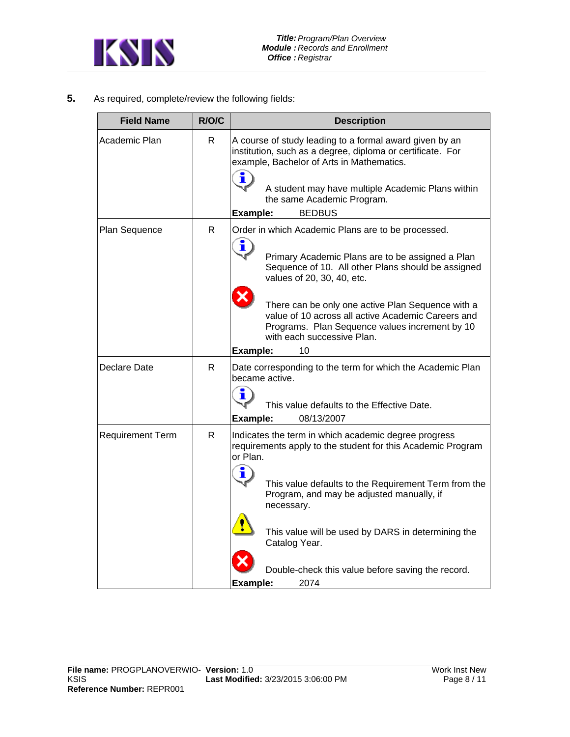**5.** As required, complete/review the following fields:

| Field Name | R/O/C | Description |
|---|---|---|
| Academic Plan | R | A course of study leading to a formal award given by an institution, such as a degree, diploma or certificate. For example, Bachelor of Arts in Mathematics.<br><br>A student may have multiple Academic Plans within the same Academic Program.<br><br>**Example:** BEDBUS |
| Plan Sequence | R | Order in which Academic Plans are to be processed.<br><br>Primary Academic Plans are to be assigned a Plan Sequence of 10. All other Plans should be assigned values of 20, 30, 40, etc.<br><br>There can be only one active Plan Sequence with a value of 10 across all active Academic Careers and Programs. Plan Sequence values increment by 10 with each successive Plan.<br><br>**Example:** 10 |
| Declare Date | R | Date corresponding to the term for which the Academic Plan became active.<br><br>This value defaults to the Effective Date.<br><br>**Example:** 08/13/2007 |
| Requirement Term | R | Indicates the term in which academic degree progress requirements apply to the student for this Academic Program or Plan.<br><br>This value defaults to the Requirement Term from the Program, and may be adjusted manually, if necessary.<br><br>This value will be used by DARS in determining the Catalog Year.<br><br>Double-check this value before saving the record.<br><br>**Example:** 2074 |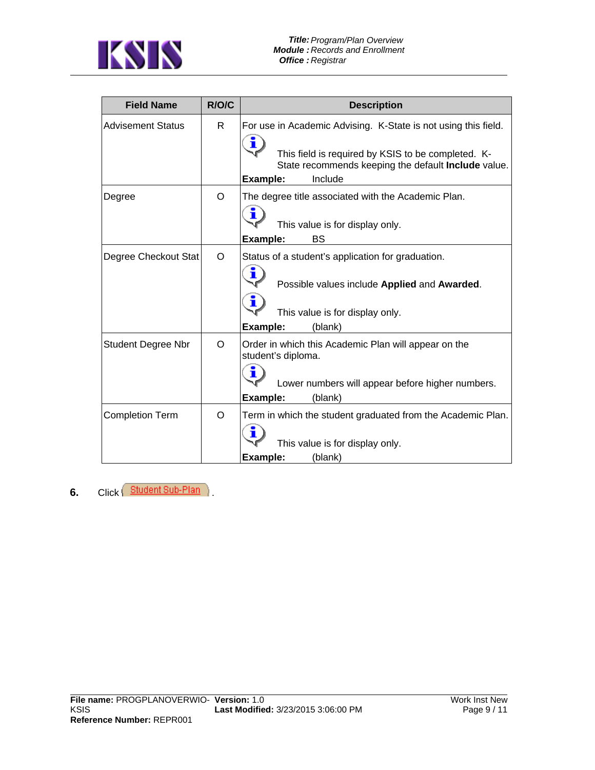| Field Name | R/O/C | Description |
|---|---|---|
| Advisement Status | R | For use in Academic Advising. K-State is not using this field.<br><br>This field is required by KSIS to be completed. K-State recommends keeping the default **Include** value.<br><br>**Example:** Include |
| Degree | O | The degree title associated with the Academic Plan.<br><br>This value is for display only.<br><br>**Example:** BS |
| Degree Checkout Stat | O | Status of a student's application for graduation.<br><br>Possible values include **Applied** and **Awarded**.<br><br>This value is for display only.<br><br>**Example:** (blank) |
| Student Degree Nbr | O | Order in which this Academic Plan will appear on the student's diploma.<br><br>Lower numbers will appear before higher numbers.<br><br>**Example:** (blank) |
| Completion Term | O | Term in which the student graduated from the Academic Plan.<br><br>This value is for display only.<br><br>**Example:** (blank) |

**6.** Click Student Sub-Plan.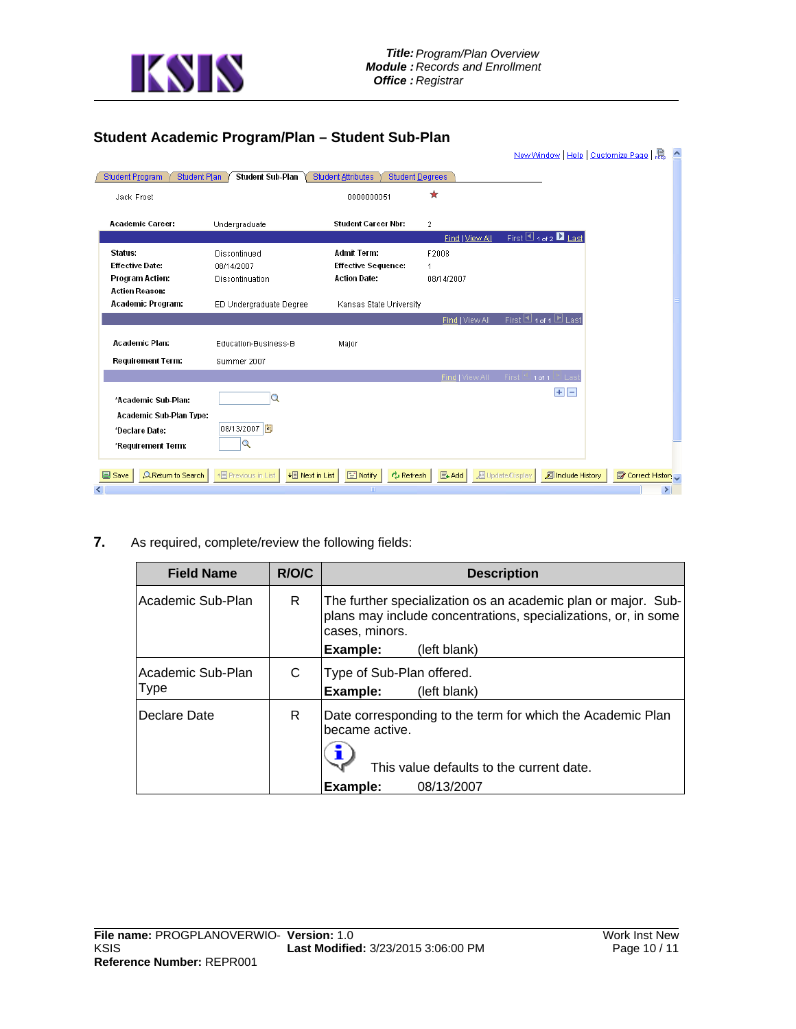## Student Academic Program/Plan – Student Sub-Plan

**7.** As required, complete/review the following fields:

| Field Name | R/O/C | Description |
|---|---|---|
| Academic Sub-Plan | R | The further specialization os an academic plan or major. Sub-plans may include concentrations, specializations, or, in some cases, minors.<br>**Example:** (left blank) |
| Academic Sub-Plan Type | C | Type of Sub-Plan offered.<br>**Example:** (left blank) |
| Declare Date | R | Date corresponding to the term for which the Academic Plan became active.<br>This value defaults to the current date.<br>**Example:** 08/13/2007 |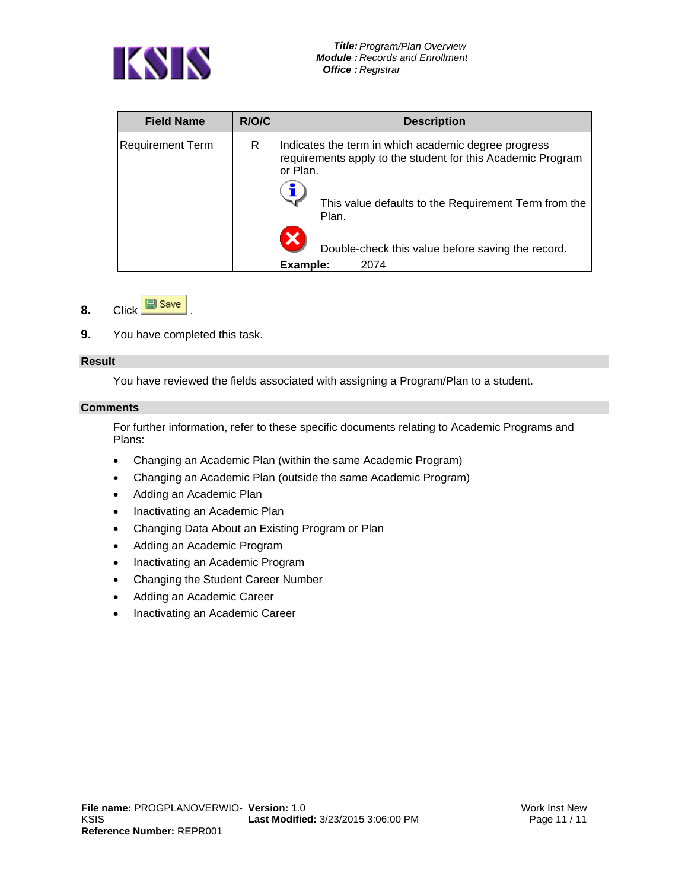| Field Name | R/O/C | Description |
|---|---|---|
| Requirement Term | R | Indicates the term in which academic degree progress requirements apply to the student for this Academic Program or Plan. This value defaults to the Requirement Term from the Plan. Double-check this value before saving the record. **Example:** 2074 |

**8.** Click Save.

**9.** You have completed this task.

## Result

You have reviewed the fields associated with assigning a Program/Plan to a student.

## Comments

For further information, refer to these specific documents relating to Academic Programs and Plans:

- Changing an Academic Plan (within the same Academic Program)
- Changing an Academic Plan (outside the same Academic Program)
- Adding an Academic Plan
- Inactivating an Academic Plan
- Changing Data About an Existing Program or Plan
- Adding an Academic Program
- Inactivating an Academic Program
- Changing the Student Career Number
- Adding an Academic Career
- Inactivating an Academic Career